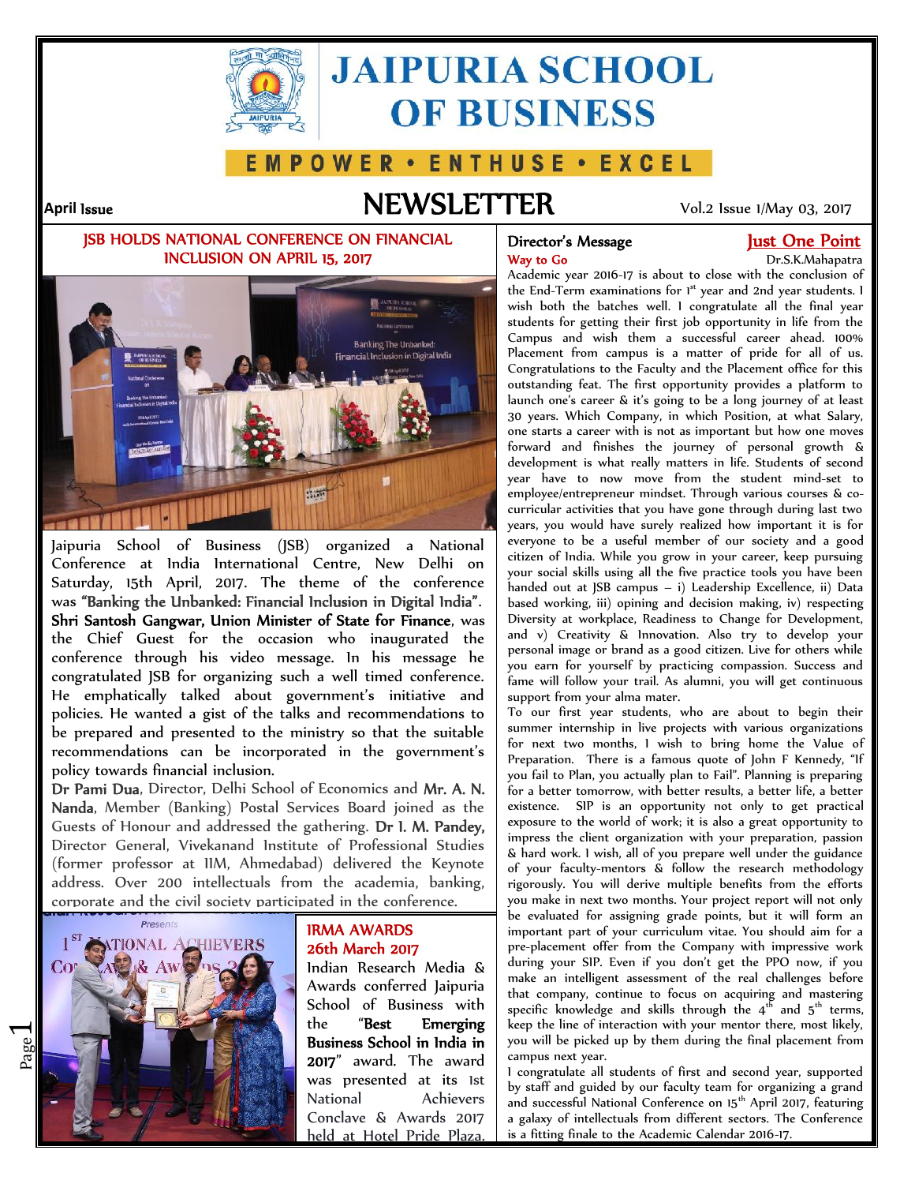# JAIPURIA SCHOOL OF BUSINESS

EMPOWER • ENTHUSE • EXCEL

April Issue

# NEWSLETTER

Vol.2 Issue 1/May 03, 2017

## JSB HOLDS NATIONAL CONFERENCE ON FINANCIAL INCLUSION ON APRIL 15, 2017

Jaipuria School of Business (JSB) organized a National Conference at India International Centre, New Delhi on Saturday, 15th April, 2017. The theme of the conference was **"Banking the Unbanked: Financial Inclusion in Digital India"**. **Shri Santosh Gangwar, Union Minister of State for Finance,** was the Chief Guest for the occasion who inaugurated the conference through his video message. In his message he congratulated JSB for organizing such a well timed conference. He emphatically talked about government's initiative and policies. He wanted a gist of the talks and recommendations to be prepared and presented to the ministry so that the suitable recommendations can be incorporated in the government's policy towards financial inclusion.

**Dr Pami Dua**, Director, Delhi School of Economics and **Mr. A. N. Nanda**, Member (Banking) Postal Services Board joined as the Guests of Honour and addressed the gathering. **Dr I. M. Pandey,** Director General, Vivekanand Institute of Professional Studies (former professor at IIM, Ahmedabad) delivered the Keynote address. Over 200 intellectuals from the academia, banking, corporate and the civil society participated in the conference.

## IRMA AWARDS 26th March 2017

Indian Research Media & Awards conferred Jaipuria School of Business with the **"Best Emerging Business School in India in 2017"** award. The award was presented at its 1st National Achievers Conclave & Awards 2017 held at Hotel Pride Plaza.

## Director's Message — Just One Point Way to Go

Dr.S.K.Mahapatra

Academic year 2016-17 is about to close with the conclusion of the End-Term examinations for 1st year and 2nd year students. I wish both the batches well. I congratulate all the final year students for getting their first job opportunity in life from the Campus and wish them a successful career ahead. 100% Placement from campus is a matter of pride for all of us. Congratulations to the Faculty and the Placement office for this outstanding feat. The first opportunity provides a platform to launch one's career & it's going to be a long journey of at least 30 years. Which Company, in which Position, at what Salary, one starts a career with is not as important but how one moves forward and finishes the journey of personal growth & development is what really matters in life. Students of second year have to now move from the student mind-set to employee/entrepreneur mindset. Through various courses & co-curricular activities that you have gone through during last two years, you would have surely realized how important it is for everyone to be a useful member of our society and a good citizen of India. While you grow in your career, keep pursuing your social skills using all the five practice tools you have been handed out at JSB campus – i) Leadership Excellence, ii) Data based working, iii) opining and decision making, iv) respecting Diversity at workplace, Readiness to Change for Development, and v) Creativity & Innovation. Also try to develop your personal image or brand as a good citizen. Live for others while you earn for yourself by practicing compassion. Success and fame will follow your trail. As alumni, you will get continuous support from your alma mater.

To our first year students, who are about to begin their summer internship in live projects with various organizations for next two months, I wish to bring home the Value of Preparation. There is a famous quote of John F Kennedy, "If you fail to Plan, you actually plan to Fail". Planning is preparing for a better tomorrow, with better results, a better life, a better existence. SIP is an opportunity not only to get practical exposure to the world of work; it is also a great opportunity to impress the client organization with your preparation, passion & hard work. I wish, all of you prepare well under the guidance of your faculty-mentors & follow the research methodology rigorously. You will derive multiple benefits from the efforts you make in next two months. Your project report will not only be evaluated for assigning grade points, but it will form an important part of your curriculum vitae. You should aim for a pre-placement offer from the Company with impressive work during your SIP. Even if you don't get the PPO now, if you make an intelligent assessment of the real challenges before that company, continue to focus on acquiring and mastering specific knowledge and skills through the 4th and 5th terms, keep the line of interaction with your mentor there, most likely, you will be picked up by them during the final placement from campus next year.

I congratulate all students of first and second year, supported by staff and guided by our faculty team for organizing a grand and successful National Conference on 15th April 2017, featuring a galaxy of intellectuals from different sectors. The Conference is a fitting finale to the Academic Calendar 2016-17.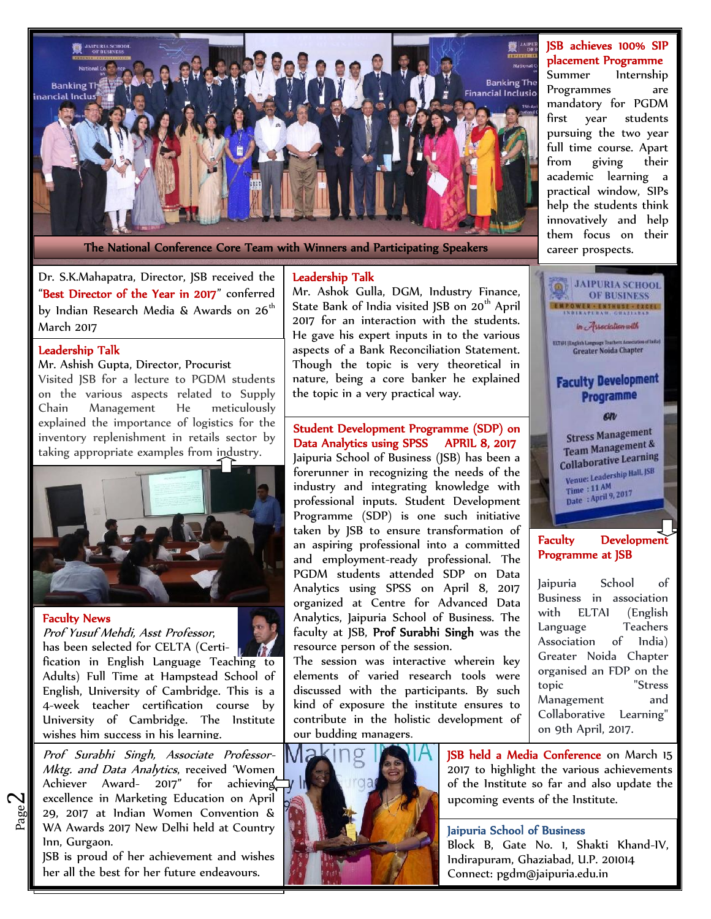The National Conference Core Team with Winners and Participating Speakers

## JSB achieves 100% SIP placement Programme

Summer Internship Programmes are mandatory for PGDM first year students pursuing the two year full time course. Apart from giving their academic learning a practical window, SIPs help the students think innovatively and help them focus on their career prospects.

Dr. S.K.Mahapatra, Director, JSB received the "**Best Director of the Year in 2017**" conferred by Indian Research Media & Awards on 26th March 2017

## Leadership Talk

Mr. Ashish Gupta, Director, Procurist

Visited JSB for a lecture to PGDM students on the various aspects related to Supply Chain Management He meticulously explained the importance of logistics for the inventory replenishment in retails sector by taking appropriate examples from industry.

## Faculty News

*Prof Yusuf Mehdi, Asst Professor*, has been selected for CELTA (Certification in English Language Teaching to Adults) Full Time at Hampstead School of English, University of Cambridge. This is a 4-week teacher certification course by University of Cambridge. The Institute wishes him success in his learning.

## Leadership Talk

Mr. Ashok Gulla, DGM, Industry Finance, State Bank of India visited JSB on 20th April 2017 for an interaction with the students. He gave his expert inputs in to the various aspects of a Bank Reconciliation Statement. Though the topic is very theoretical in nature, being a core banker he explained the topic in a very practical way.

## Student Development Programme (SDP) on Data Analytics using SPSS APRIL 8, 2017

Jaipuria School of Business (JSB) has been a forerunner in recognizing the needs of the industry and integrating knowledge with professional inputs. Student Development Programme (SDP) is one such initiative taken by JSB to ensure transformation of an aspiring professional into a committed and employment-ready professional. The PGDM students attended SDP on Data Analytics using SPSS on April 8, 2017 organized at Centre for Advanced Data Analytics, Jaipuria School of Business. The faculty at JSB, **Prof Surabhi Singh** was the resource person of the session.

The session was interactive wherein key elements of varied research tools were discussed with the participants. By such kind of exposure the institute ensures to contribute in the holistic development of our budding managers.

## Faculty Development Programme at JSB

Jaipuria School of Business in association with ELTAI (English Language Teachers Association of India) Greater Noida Chapter organised an FDP on the topic "Stress Management and Collaborative Learning" on 9th April, 2017.

*Prof Surabhi Singh, Associate Professor-Mktg. and Data Analytics*, received 'Women Achiever Award- 2017" for achieving excellence in Marketing Education on April 29, 2017 at Indian Women Convention & WA Awards 2017 New Delhi held at Country Inn, Gurgaon.

JSB is proud of her achievement and wishes her all the best for her future endeavours.

**JSB held a Media Conference** on March 15 2017 to highlight the various achievements of the Institute so far and also update the upcoming events of the Institute.

## Jaipuria School of Business

Block B, Gate No. 1, Shakti Khand-IV, Indirapuram, Ghaziabad, U.P. 201014

Connect: pgdm@jaipuria.edu.in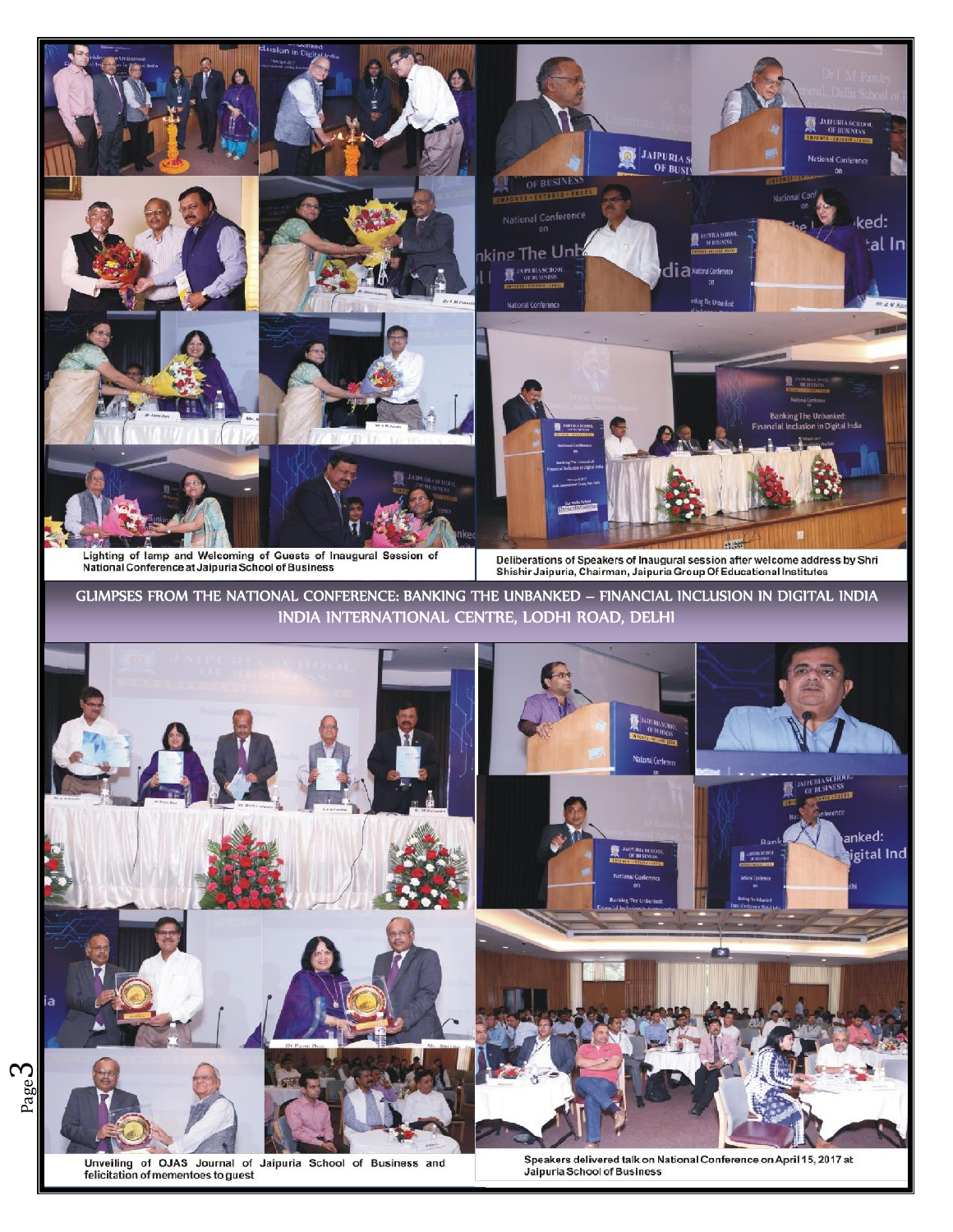Lighting of lamp and Welcoming of Guests of Inaugural Session of National Conference at Jaipuria School of Business

Deliberations of Speakers of Inaugural session after welcome address by Shri Shishir Jaipuria, Chairman, Jaipuria Group Of Educational Institutes

## GLIMPSES FROM THE NATIONAL CONFERENCE: BANKING THE UNBANKED – FINANCIAL INCLUSION IN DIGITAL INDIA INDIA INTERNATIONAL CENTRE, LODHI ROAD, DELHI

Unveiling of OJAS Journal of Jaipuria School of Business and felicitation of mementoes to guest

Speakers delivered talk on National Conference on April 15, 2017 at Jaipuria School of Business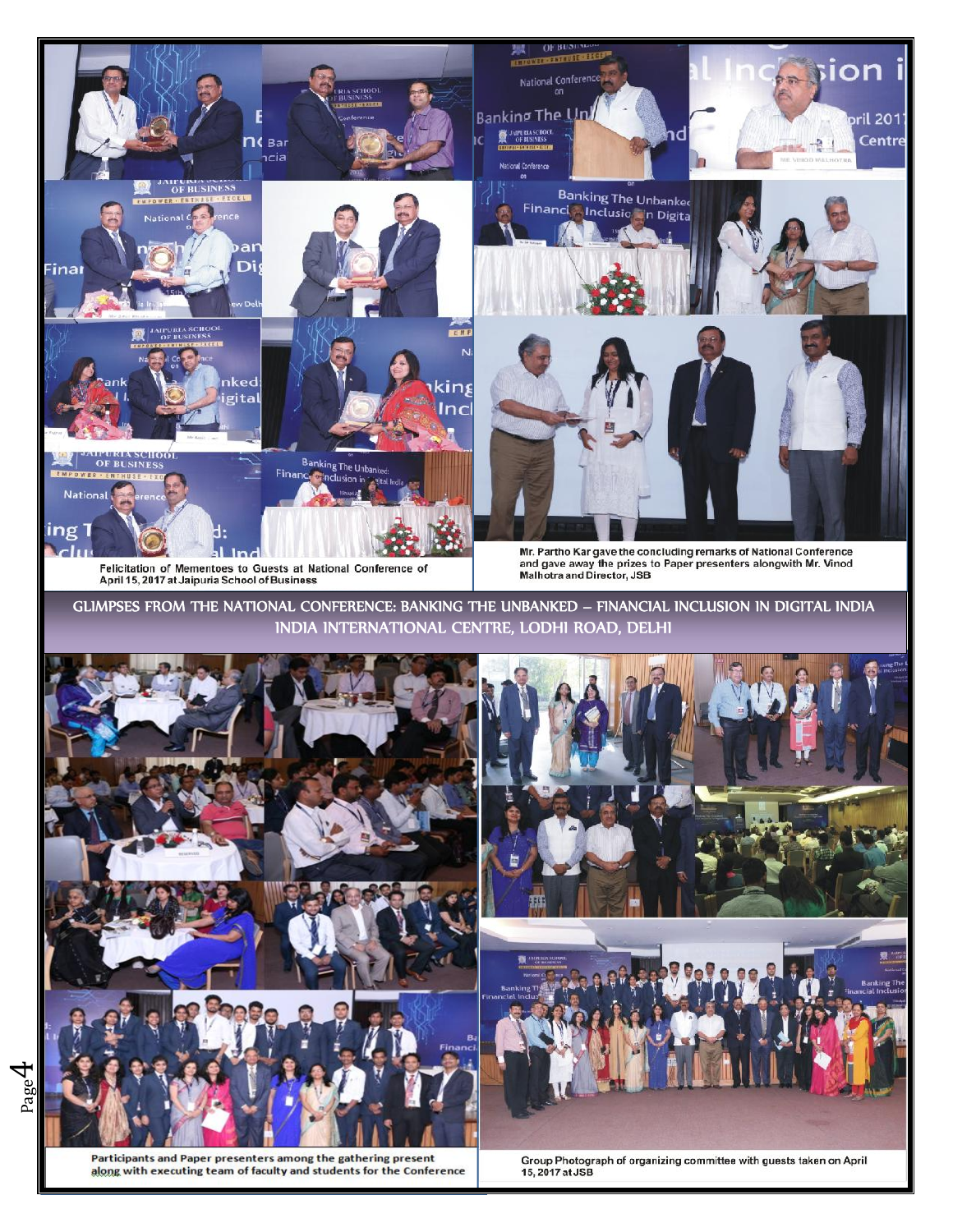Felicitation of Mementoes to Guests at National Conference of April 15, 2017 at Jaipuria School of Business

Mr. Partho Kar gave the concluding remarks of National Conference and gave away the prizes to Paper presenters alongwith Mr. Vinod Malhotra and Director, JSB

## GLIMPSES FROM THE NATIONAL CONFERENCE: BANKING THE UNBANKED – FINANCIAL INCLUSION IN DIGITAL INDIA INDIA INTERNATIONAL CENTRE, LODHI ROAD, DELHI

Participants and Paper presenters among the gathering present along with executing team of faculty and students for the Conference

Group Photograph of organizing committee with guests taken on April 15, 2017 at JSB